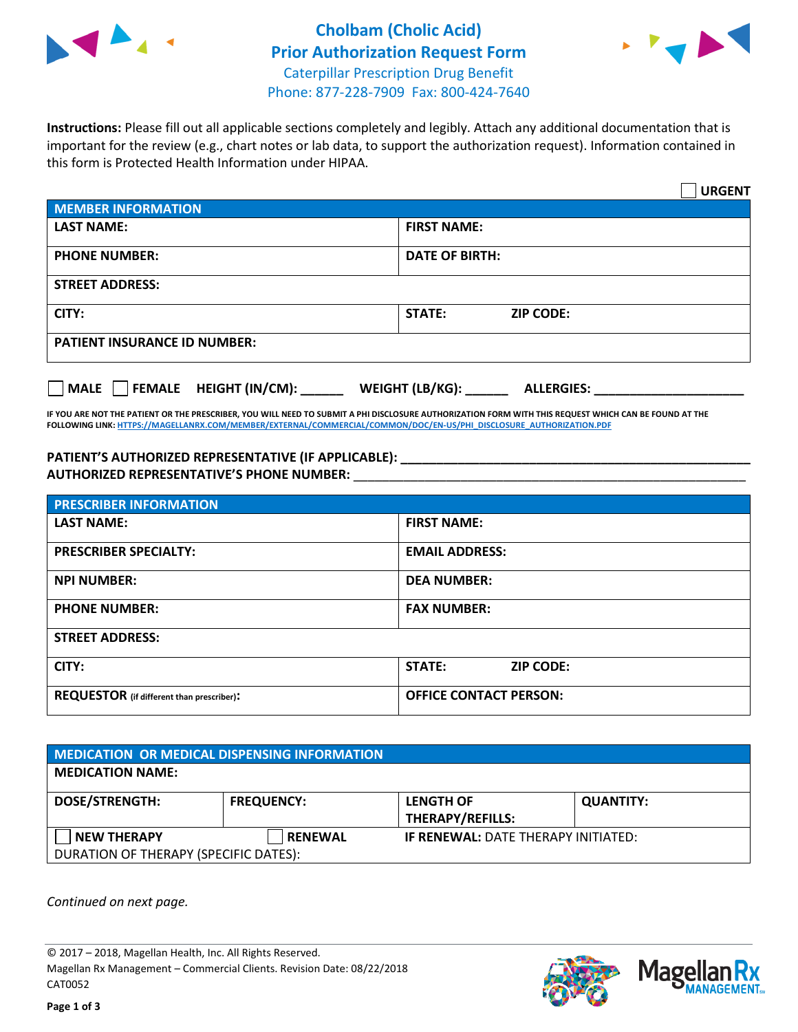# Cholbam (Cholic Acid)
# Prior Authorization Request Form

Caterpillar Prescription Drug Benefit
Phone: 877-228-7909 Fax: 800-424-7640

**Instructions:** Please fill out all applicable sections completely and legibly. Attach any additional documentation that is important for the review (e.g., chart notes or lab data, to support the authorization request). Information contained in this form is Protected Health Information under HIPAA.

☐ **URGENT**

| **MEMBER INFORMATION** | |
|---|---|
| **LAST NAME:** | **FIRST NAME:** |
| **PHONE NUMBER:** | **DATE OF BIRTH:** |
| **STREET ADDRESS:** | |
| **CITY:** | **STATE:** **ZIP CODE:** |
| **PATIENT INSURANCE ID NUMBER:** | |

☐ **MALE** ☐ **FEMALE** **HEIGHT (IN/CM):** ______ **WEIGHT (LB/KG):** ______ **ALLERGIES:** ____________________

**IF YOU ARE NOT THE PATIENT OR THE PRESCRIBER, YOU WILL NEED TO SUBMIT A PHI DISCLOSURE AUTHORIZATION FORM WITH THIS REQUEST WHICH CAN BE FOUND AT THE FOLLOWING LINK: HTTPS://MAGELLANRX.COM/MEMBER/EXTERNAL/COMMERCIAL/COMMON/DOC/EN-US/PHI_DISCLOSURE_AUTHORIZATION.PDF**

**PATIENT'S AUTHORIZED REPRESENTATIVE (IF APPLICABLE):** ____________________________________________
**AUTHORIZED REPRESENTATIVE'S PHONE NUMBER:** ____________________________________________

| **PRESCRIBER INFORMATION** | |
|---|---|
| **LAST NAME:** | **FIRST NAME:** |
| **PRESCRIBER SPECIALTY:** | **EMAIL ADDRESS:** |
| **NPI NUMBER:** | **DEA NUMBER:** |
| **PHONE NUMBER:** | **FAX NUMBER:** |
| **STREET ADDRESS:** | |
| **CITY:** | **STATE:** **ZIP CODE:** |
| **REQUESTOR** (if different than prescriber)**:** | **OFFICE CONTACT PERSON:** |

| **MEDICATION OR MEDICAL DISPENSING INFORMATION** | | | |
|---|---|---|---|
| **MEDICATION NAME:** | | | |
| **DOSE/STRENGTH:** | **FREQUENCY:** | **LENGTH OF THERAPY/REFILLS:** | **QUANTITY:** |
| ☐ **NEW THERAPY** | ☐ **RENEWAL** | **IF RENEWAL:** DATE THERAPY INITIATED: | |
| DURATION OF THERAPY (SPECIFIC DATES): | | | |

*Continued on next page.*

© 2017 – 2018, Magellan Health, Inc. All Rights Reserved.
Magellan Rx Management – Commercial Clients. Revision Date: 08/22/2018
CAT0052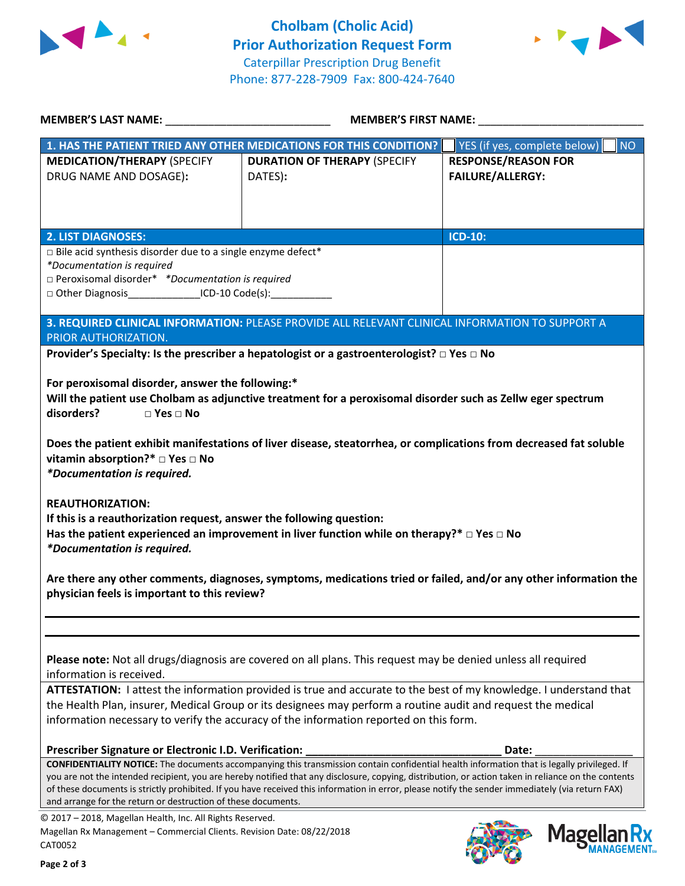# Cholbam (Cholic Acid)
# Prior Authorization Request Form

Caterpillar Prescription Drug Benefit
Phone: 877-228-7909 Fax: 800-424-7640

**MEMBER'S LAST NAME:** ___________________________ **MEMBER'S FIRST NAME:** ___________________________

| **1. HAS THE PATIENT TRIED ANY OTHER MEDICATIONS FOR THIS CONDITION?** | | ☐ YES (if yes, complete below) ☐ NO |
|---|---|---|
| **MEDICATION/THERAPY** (SPECIFY DRUG NAME AND DOSAGE): | **DURATION OF THERAPY** (SPECIFY DATES): | **RESPONSE/REASON FOR FAILURE/ALLERGY:** |
| | | |

| **2. LIST DIAGNOSES:** | **ICD-10:** |
|---|---|
| □ Bile acid synthesis disorder due to a single enzyme defect* *\*Documentation is required* <br> □ Peroxisomal disorder* *\*Documentation is required* <br> □ Other Diagnosis_____________ICD-10 Code(s):___________ | |

**3. REQUIRED CLINICAL INFORMATION:** PLEASE PROVIDE ALL RELEVANT CLINICAL INFORMATION TO SUPPORT A PRIOR AUTHORIZATION.

**Provider's Specialty: Is the prescriber a hepatologist or a gastroenterologist? □ Yes □ No**

**For peroxisomal disorder, answer the following:***
**Will the patient use Cholbam as adjunctive treatment for a peroxisomal disorder such as Zellw eger spectrum disorders? □ Yes □ No**

**Does the patient exhibit manifestations of liver disease, steatorrhea, or complications from decreased fat soluble vitamin absorption?* □ Yes □ No**
***Documentation is required.***

**REAUTHORIZATION:**
**If this is a reauthorization request, answer the following question:**
**Has the patient experienced an improvement in liver function while on therapy?* □ Yes □ No**
***Documentation is required.***

**Are there any other comments, diagnoses, symptoms, medications tried or failed, and/or any other information the physician feels is important to this review?**

_______________________________________________________________________________

_______________________________________________________________________________

**Please note:** Not all drugs/diagnosis are covered on all plans. This request may be denied unless all required information is received.

**ATTESTATION:** I attest the information provided is true and accurate to the best of my knowledge. I understand that the Health Plan, insurer, Medical Group or its designees may perform a routine audit and request the medical information necessary to verify the accuracy of the information reported on this form.

**Prescriber Signature or Electronic I.D. Verification:** _________________________________ **Date:** ________________

**CONFIDENTIALITY NOTICE:** The documents accompanying this transmission contain confidential health information that is legally privileged. If you are not the intended recipient, you are hereby notified that any disclosure, copying, distribution, or action taken in reliance on the contents of these documents is strictly prohibited. If you have received this information in error, please notify the sender immediately (via return FAX) and arrange for the return or destruction of these documents.

© 2017 – 2018, Magellan Health, Inc. All Rights Reserved.
Magellan Rx Management – Commercial Clients. Revision Date: 08/22/2018
CAT0052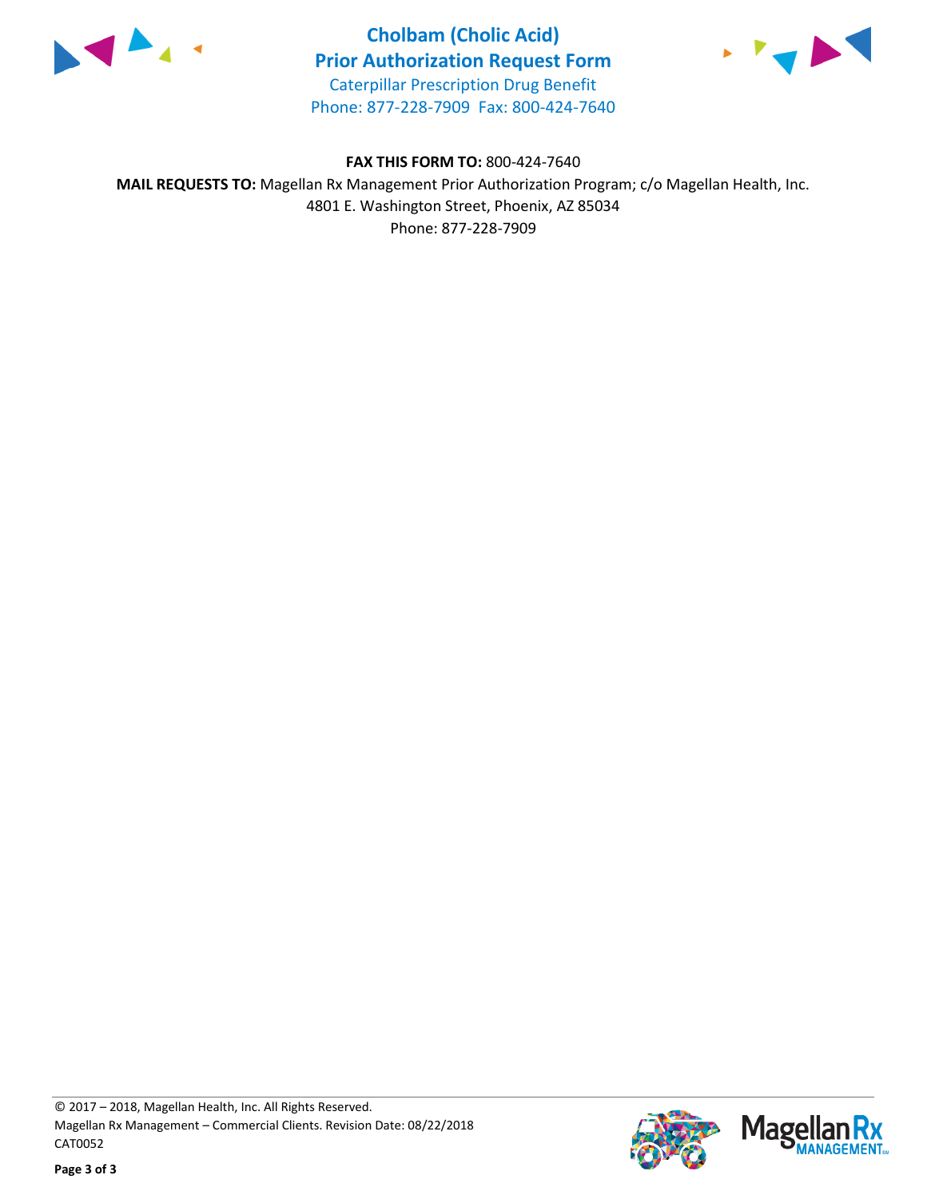**FAX THIS FORM TO:** 800-424-7640

**MAIL REQUESTS TO:** Magellan Rx Management Prior Authorization Program; c/o Magellan Health, Inc.
4801 E. Washington Street, Phoenix, AZ 85034
Phone: 877-228-7909